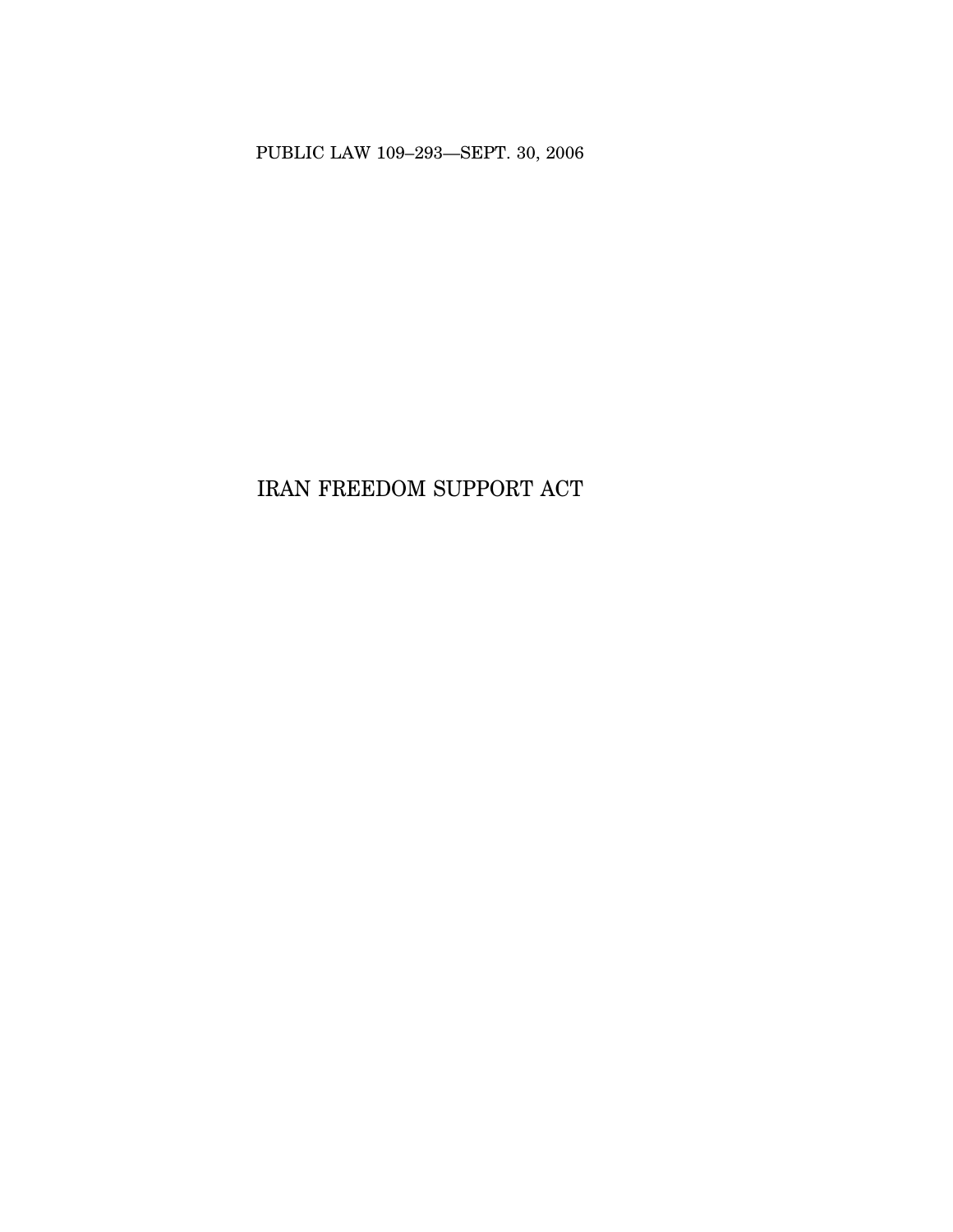PUBLIC LAW 109–293—SEPT. 30, 2006

# IRAN FREEDOM SUPPORT ACT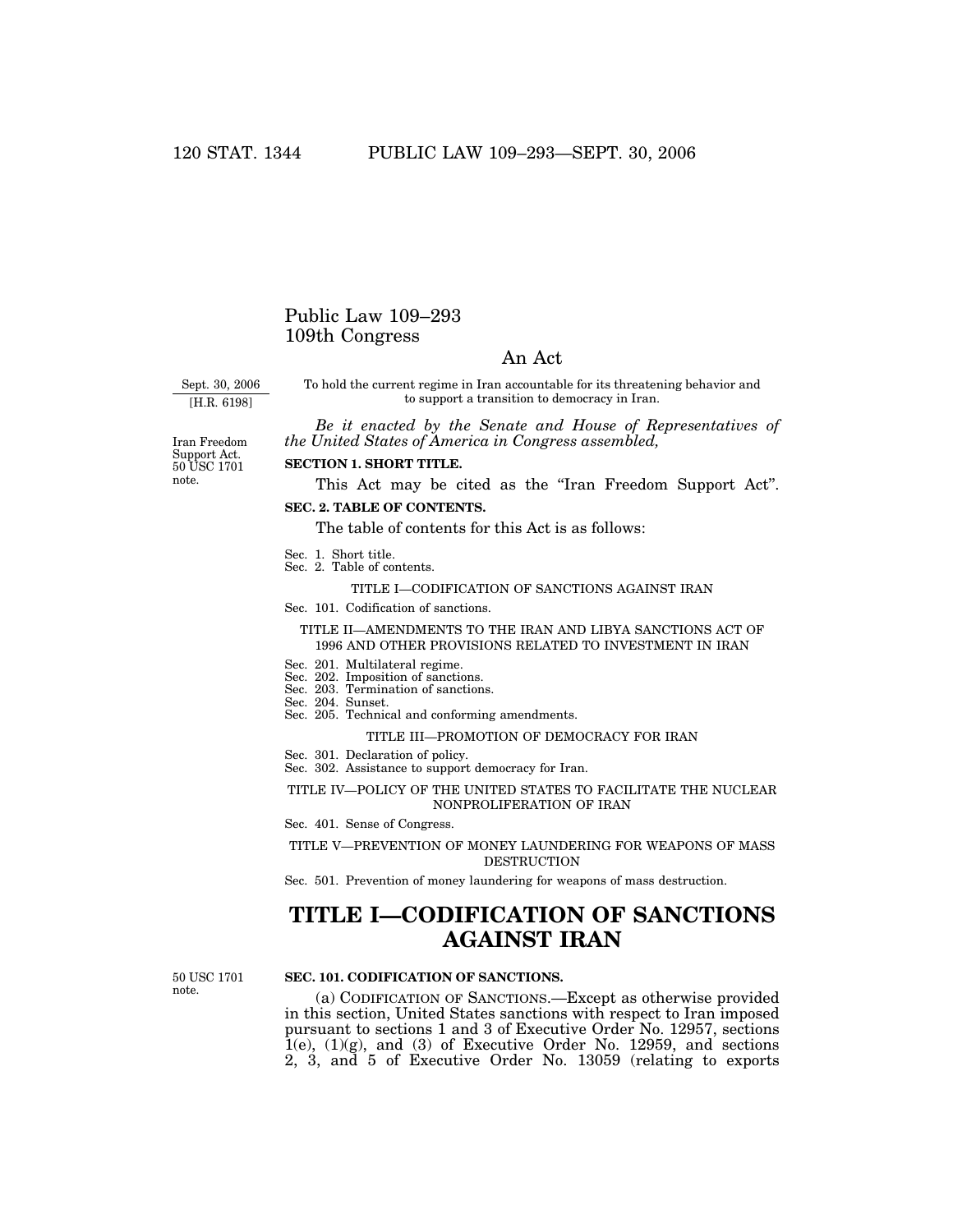# Public Law 109–293
# 109th Congress

## An Act

Sept. 30, 2006
[H.R. 6198]

To hold the current regime in Iran accountable for its threatening behavior and to support a transition to democracy in Iran.

*Be it enacted by the Senate and House of Representatives of the United States of America in Congress assembled,*

Iran Freedom Support Act. 50 USC 1701 note.

**SECTION 1. SHORT TITLE.**

This Act may be cited as the "Iran Freedom Support Act".

**SEC. 2. TABLE OF CONTENTS.**

The table of contents for this Act is as follows:

Sec. 1. Short title.
Sec. 2. Table of contents.

TITLE I—CODIFICATION OF SANCTIONS AGAINST IRAN

Sec. 101. Codification of sanctions.

TITLE II—AMENDMENTS TO THE IRAN AND LIBYA SANCTIONS ACT OF 1996 AND OTHER PROVISIONS RELATED TO INVESTMENT IN IRAN

Sec. 201. Multilateral regime.
Sec. 202. Imposition of sanctions.
Sec. 203. Termination of sanctions.
Sec. 204. Sunset.
Sec. 205. Technical and conforming amendments.

TITLE III—PROMOTION OF DEMOCRACY FOR IRAN

Sec. 301. Declaration of policy.
Sec. 302. Assistance to support democracy for Iran.

TITLE IV—POLICY OF THE UNITED STATES TO FACILITATE THE NUCLEAR NONPROLIFERATION OF IRAN

Sec. 401. Sense of Congress.

TITLE V—PREVENTION OF MONEY LAUNDERING FOR WEAPONS OF MASS DESTRUCTION

Sec. 501. Prevention of money laundering for weapons of mass destruction.

# TITLE I—CODIFICATION OF SANCTIONS AGAINST IRAN

50 USC 1701 note.

**SEC. 101. CODIFICATION OF SANCTIONS.**

(a) CODIFICATION OF SANCTIONS.—Except as otherwise provided in this section, United States sanctions with respect to Iran imposed pursuant to sections 1 and 3 of Executive Order No. 12957, sections 1(e), (1)(g), and (3) of Executive Order No. 12959, and sections 2, 3, and 5 of Executive Order No. 13059 (relating to exports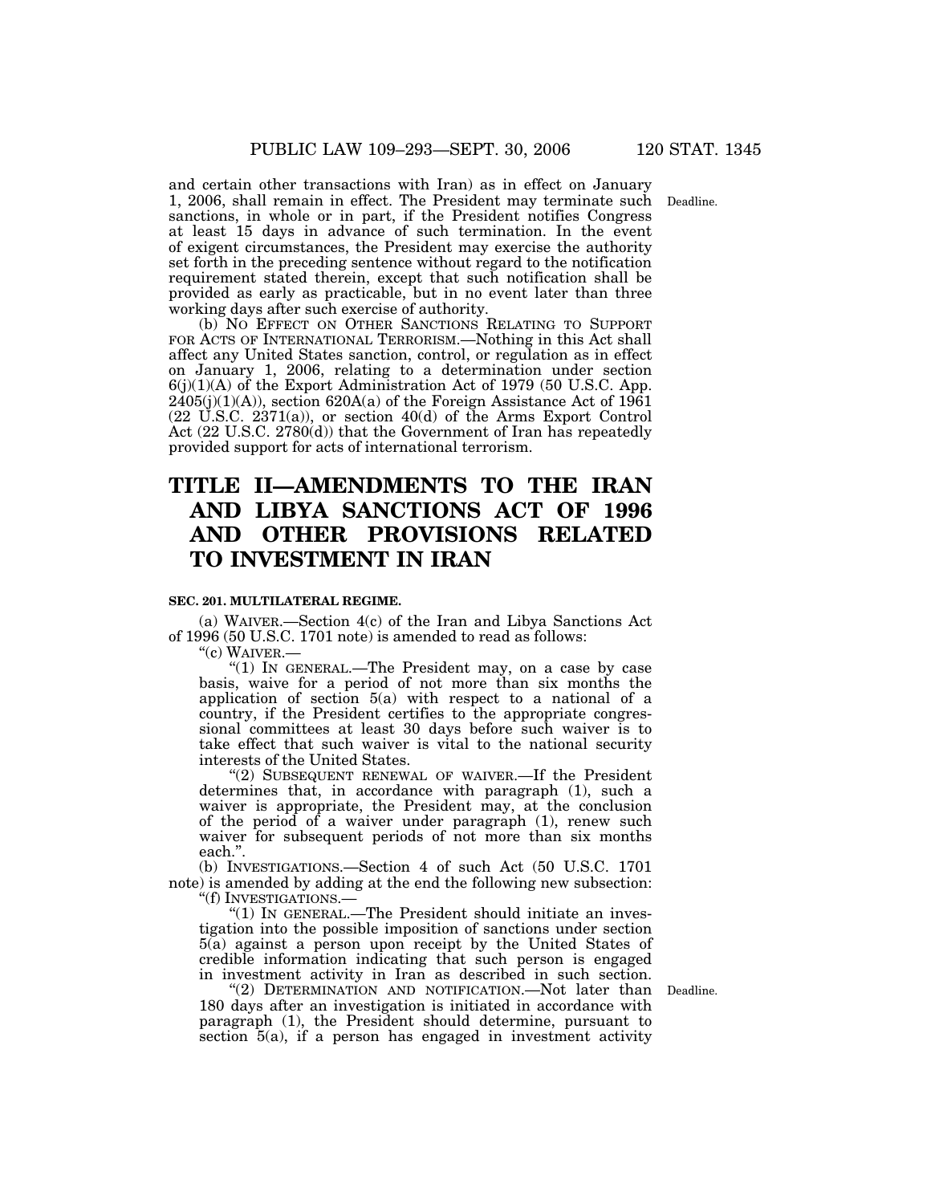and certain other transactions with Iran) as in effect on January 1, 2006, shall remain in effect. The President may terminate such sanctions, in whole or in part, if the President notifies Congress at least 15 days in advance of such termination. In the event of exigent circumstances, the President may exercise the authority set forth in the preceding sentence without regard to the notification requirement stated therein, except that such notification shall be provided as early as practicable, but in no event later than three working days after such exercise of authority.

Deadline.

(b) NO EFFECT ON OTHER SANCTIONS RELATING TO SUPPORT FOR ACTS OF INTERNATIONAL TERRORISM.—Nothing in this Act shall affect any United States sanction, control, or regulation as in effect on January 1, 2006, relating to a determination under section 6(j)(1)(A) of the Export Administration Act of 1979 (50 U.S.C. App. 2405(j)(1)(A)), section 620A(a) of the Foreign Assistance Act of 1961 (22 U.S.C. 2371(a)), or section 40(d) of the Arms Export Control Act (22 U.S.C. 2780(d)) that the Government of Iran has repeatedly provided support for acts of international terrorism.

# TITLE II—AMENDMENTS TO THE IRAN AND LIBYA SANCTIONS ACT OF 1996 AND OTHER PROVISIONS RELATED TO INVESTMENT IN IRAN

**SEC. 201. MULTILATERAL REGIME.**

(a) WAIVER.—Section 4(c) of the Iran and Libya Sanctions Act of 1996 (50 U.S.C. 1701 note) is amended to read as follows:

"(c) WAIVER.—

"(1) IN GENERAL.—The President may, on a case by case basis, waive for a period of not more than six months the application of section 5(a) with respect to a national of a country, if the President certifies to the appropriate congressional committees at least 30 days before such waiver is to take effect that such waiver is vital to the national security interests of the United States.

"(2) SUBSEQUENT RENEWAL OF WAIVER.—If the President determines that, in accordance with paragraph (1), such a waiver is appropriate, the President may, at the conclusion of the period of a waiver under paragraph (1), renew such waiver for subsequent periods of not more than six months each.".

(b) INVESTIGATIONS.—Section 4 of such Act (50 U.S.C. 1701 note) is amended by adding at the end the following new subsection:

"(f) INVESTIGATIONS.—

"(1) IN GENERAL.—The President should initiate an investigation into the possible imposition of sanctions under section 5(a) against a person upon receipt by the United States of credible information indicating that such person is engaged in investment activity in Iran as described in such section.

Deadline.

"(2) DETERMINATION AND NOTIFICATION.—Not later than 180 days after an investigation is initiated in accordance with paragraph (1), the President should determine, pursuant to section 5(a), if a person has engaged in investment activity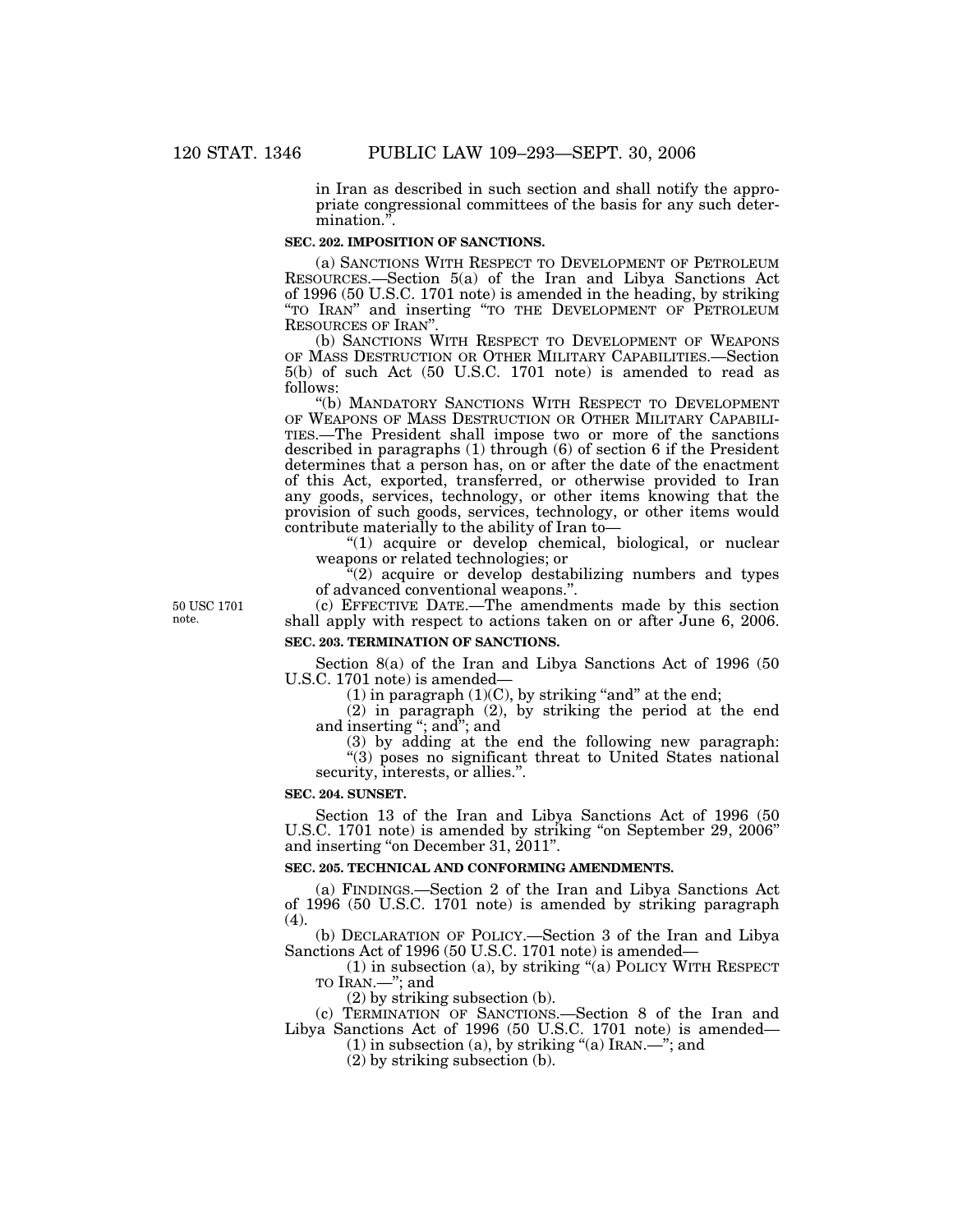in Iran as described in such section and shall notify the appropriate congressional committees of the basis for any such determination.".

**SEC. 202. IMPOSITION OF SANCTIONS.**

(a) SANCTIONS WITH RESPECT TO DEVELOPMENT OF PETROLEUM RESOURCES.—Section 5(a) of the Iran and Libya Sanctions Act of 1996 (50 U.S.C. 1701 note) is amended in the heading, by striking "TO IRAN" and inserting "TO THE DEVELOPMENT OF PETROLEUM RESOURCES OF IRAN".

(b) SANCTIONS WITH RESPECT TO DEVELOPMENT OF WEAPONS OF MASS DESTRUCTION OR OTHER MILITARY CAPABILITIES.—Section 5(b) of such Act (50 U.S.C. 1701 note) is amended to read as follows:

"(b) MANDATORY SANCTIONS WITH RESPECT TO DEVELOPMENT OF WEAPONS OF MASS DESTRUCTION OR OTHER MILITARY CAPABILITIES.—The President shall impose two or more of the sanctions described in paragraphs (1) through (6) of section 6 if the President determines that a person has, on or after the date of the enactment of this Act, exported, transferred, or otherwise provided to Iran any goods, services, technology, or other items knowing that the provision of such goods, services, technology, or other items would contribute materially to the ability of Iran to—

"(1) acquire or develop chemical, biological, or nuclear weapons or related technologies; or

"(2) acquire or develop destabilizing numbers and types of advanced conventional weapons.".

50 USC 1701 note.

(c) EFFECTIVE DATE.—The amendments made by this section shall apply with respect to actions taken on or after June 6, 2006.

**SEC. 203. TERMINATION OF SANCTIONS.**

Section 8(a) of the Iran and Libya Sanctions Act of 1996 (50 U.S.C. 1701 note) is amended—

(1) in paragraph (1)(C), by striking "and" at the end;

(2) in paragraph (2), by striking the period at the end and inserting "; and"; and

(3) by adding at the end the following new paragraph:

"(3) poses no significant threat to United States national security, interests, or allies.".

**SEC. 204. SUNSET.**

Section 13 of the Iran and Libya Sanctions Act of 1996 (50 U.S.C. 1701 note) is amended by striking "on September 29, 2006" and inserting "on December 31, 2011".

**SEC. 205. TECHNICAL AND CONFORMING AMENDMENTS.**

(a) FINDINGS.—Section 2 of the Iran and Libya Sanctions Act of 1996 (50 U.S.C. 1701 note) is amended by striking paragraph (4).

(b) DECLARATION OF POLICY.—Section 3 of the Iran and Libya Sanctions Act of 1996 (50 U.S.C. 1701 note) is amended—

(1) in subsection (a), by striking "(a) POLICY WITH RESPECT TO IRAN.—"; and

(2) by striking subsection (b).

(c) TERMINATION OF SANCTIONS.—Section 8 of the Iran and Libya Sanctions Act of 1996 (50 U.S.C. 1701 note) is amended—

(1) in subsection (a), by striking "(a) IRAN.—"; and

(2) by striking subsection (b).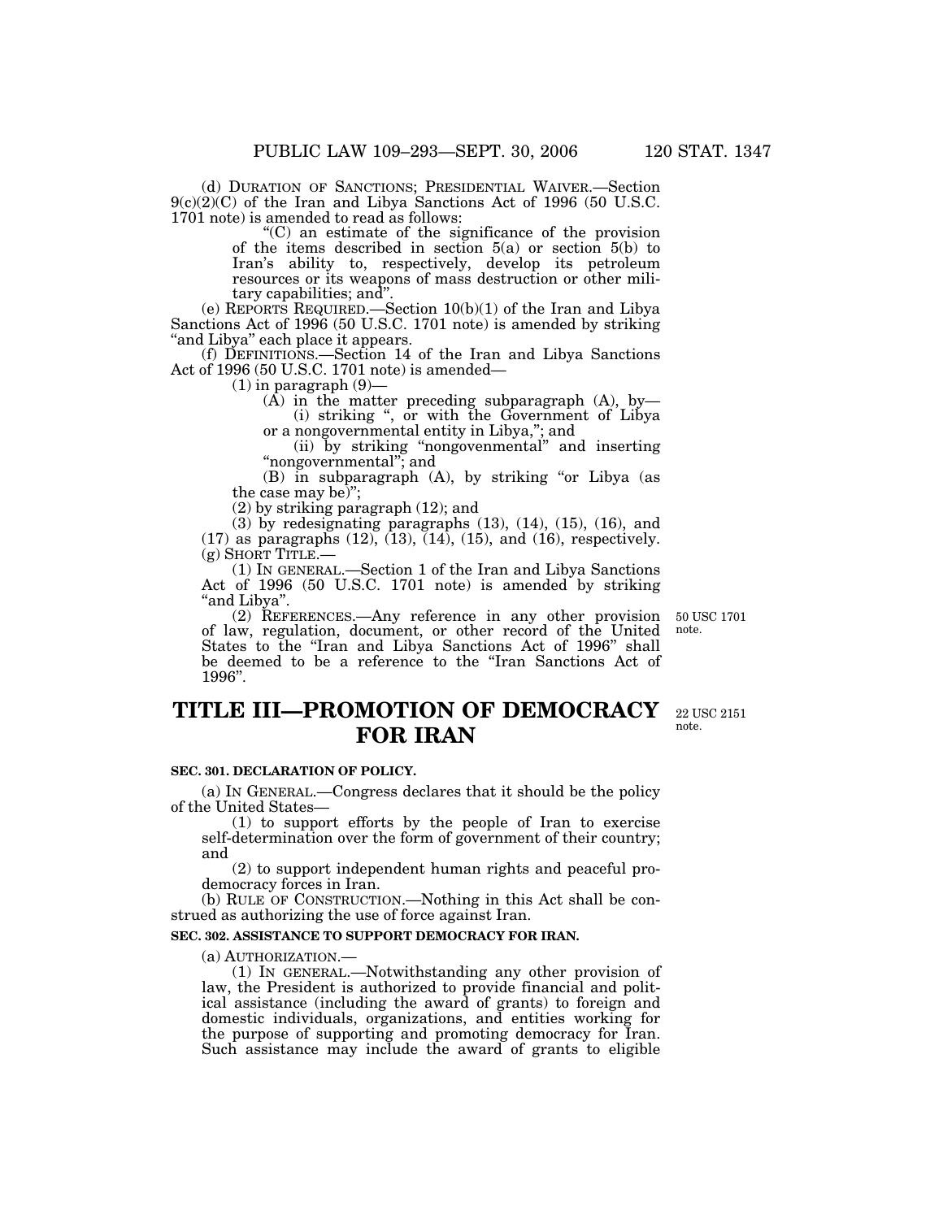(d) DURATION OF SANCTIONS; PRESIDENTIAL WAIVER.—Section 9(c)(2)(C) of the Iran and Libya Sanctions Act of 1996 (50 U.S.C. 1701 note) is amended to read as follows:

"(C) an estimate of the significance of the provision of the items described in section 5(a) or section 5(b) to Iran's ability to, respectively, develop its petroleum resources or its weapons of mass destruction or other military capabilities; and".

(e) REPORTS REQUIRED.—Section 10(b)(1) of the Iran and Libya Sanctions Act of 1996 (50 U.S.C. 1701 note) is amended by striking "and Libya" each place it appears.

(f) DEFINITIONS.—Section 14 of the Iran and Libya Sanctions Act of 1996 (50 U.S.C. 1701 note) is amended—

(1) in paragraph (9)—

(A) in the matter preceding subparagraph (A), by—

(i) striking ", or with the Government of Libya or a nongovernmental entity in Libya,"; and

(ii) by striking "nongovenmental" and inserting "nongovernmental"; and

(B) in subparagraph (A), by striking "or Libya (as the case may be)";

(2) by striking paragraph (12); and

(3) by redesignating paragraphs (13), (14), (15), (16), and (17) as paragraphs (12), (13), (14), (15), and (16), respectively.

(g) SHORT TITLE.—

(1) IN GENERAL.—Section 1 of the Iran and Libya Sanctions Act of 1996 (50 U.S.C. 1701 note) is amended by striking "and Libya".

(2) REFERENCES.—Any reference in any other provision of law, regulation, document, or other record of the United States to the "Iran and Libya Sanctions Act of 1996" shall be deemed to be a reference to the "Iran Sanctions Act of 1996".

50 USC 1701 note.

# TITLE III—PROMOTION OF DEMOCRACY FOR IRAN

22 USC 2151 note.

**SEC. 301. DECLARATION OF POLICY.**

(a) IN GENERAL.—Congress declares that it should be the policy of the United States—

(1) to support efforts by the people of Iran to exercise self-determination over the form of government of their country; and

(2) to support independent human rights and peaceful pro-democracy forces in Iran.

(b) RULE OF CONSTRUCTION.—Nothing in this Act shall be construed as authorizing the use of force against Iran.

**SEC. 302. ASSISTANCE TO SUPPORT DEMOCRACY FOR IRAN.**

(a) AUTHORIZATION.—

(1) IN GENERAL.—Notwithstanding any other provision of law, the President is authorized to provide financial and political assistance (including the award of grants) to foreign and domestic individuals, organizations, and entities working for the purpose of supporting and promoting democracy for Iran. Such assistance may include the award of grants to eligible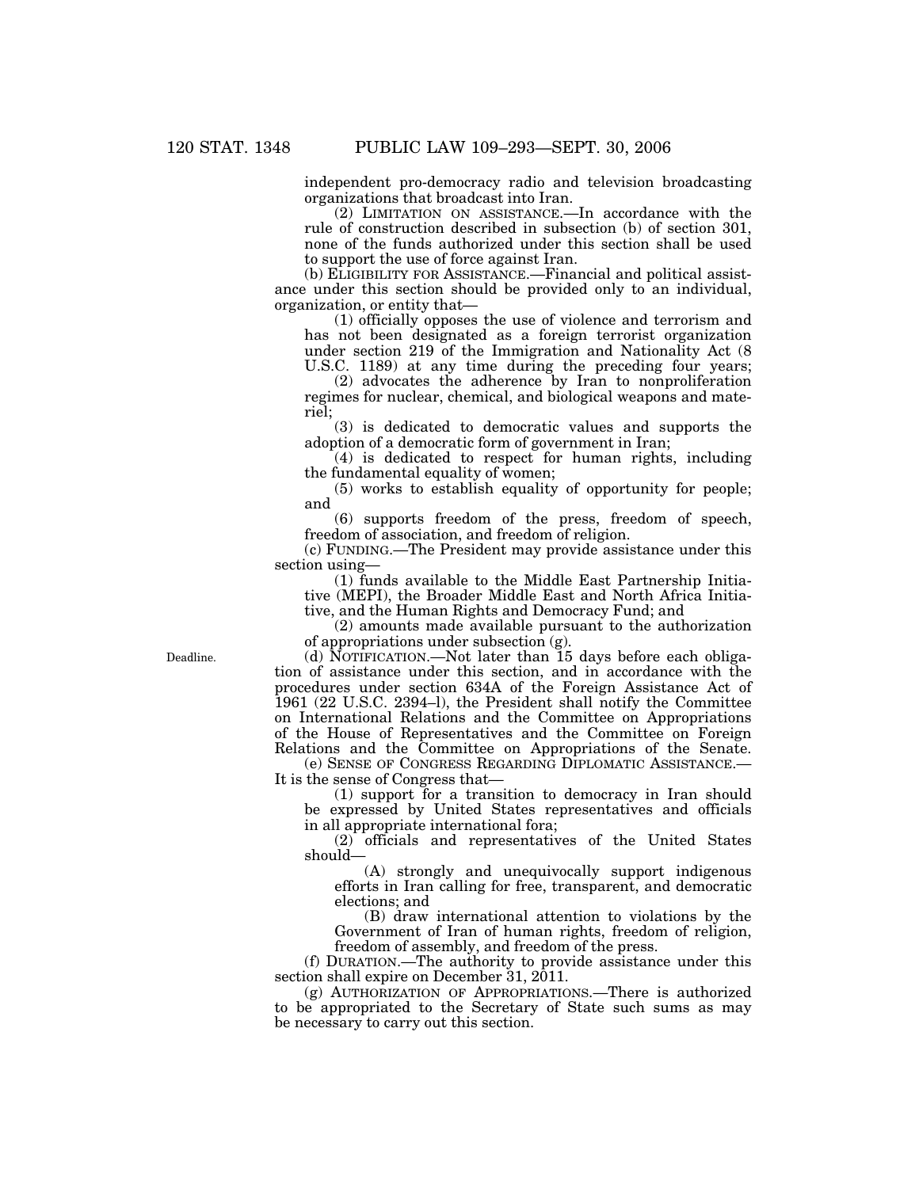independent pro-democracy radio and television broadcasting organizations that broadcast into Iran.

(2) LIMITATION ON ASSISTANCE.—In accordance with the rule of construction described in subsection (b) of section 301, none of the funds authorized under this section shall be used to support the use of force against Iran.

(b) ELIGIBILITY FOR ASSISTANCE.—Financial and political assistance under this section should be provided only to an individual, organization, or entity that—

(1) officially opposes the use of violence and terrorism and has not been designated as a foreign terrorist organization under section 219 of the Immigration and Nationality Act (8 U.S.C. 1189) at any time during the preceding four years;

(2) advocates the adherence by Iran to nonproliferation regimes for nuclear, chemical, and biological weapons and materiel;

(3) is dedicated to democratic values and supports the adoption of a democratic form of government in Iran;

(4) is dedicated to respect for human rights, including the fundamental equality of women;

(5) works to establish equality of opportunity for people; and

(6) supports freedom of the press, freedom of speech, freedom of association, and freedom of religion.

(c) FUNDING.—The President may provide assistance under this section using—

(1) funds available to the Middle East Partnership Initiative (MEPI), the Broader Middle East and North Africa Initiative, and the Human Rights and Democracy Fund; and

(2) amounts made available pursuant to the authorization of appropriations under subsection (g).

Deadline.

(d) NOTIFICATION.—Not later than 15 days before each obligation of assistance under this section, and in accordance with the procedures under section 634A of the Foreign Assistance Act of 1961 (22 U.S.C. 2394–l), the President shall notify the Committee on International Relations and the Committee on Appropriations of the House of Representatives and the Committee on Foreign Relations and the Committee on Appropriations of the Senate.

(e) SENSE OF CONGRESS REGARDING DIPLOMATIC ASSISTANCE.—It is the sense of Congress that—

(1) support for a transition to democracy in Iran should be expressed by United States representatives and officials in all appropriate international fora;

(2) officials and representatives of the United States should—

(A) strongly and unequivocally support indigenous efforts in Iran calling for free, transparent, and democratic elections; and

(B) draw international attention to violations by the Government of Iran of human rights, freedom of religion, freedom of assembly, and freedom of the press.

(f) DURATION.—The authority to provide assistance under this section shall expire on December 31, 2011.

(g) AUTHORIZATION OF APPROPRIATIONS.—There is authorized to be appropriated to the Secretary of State such sums as may be necessary to carry out this section.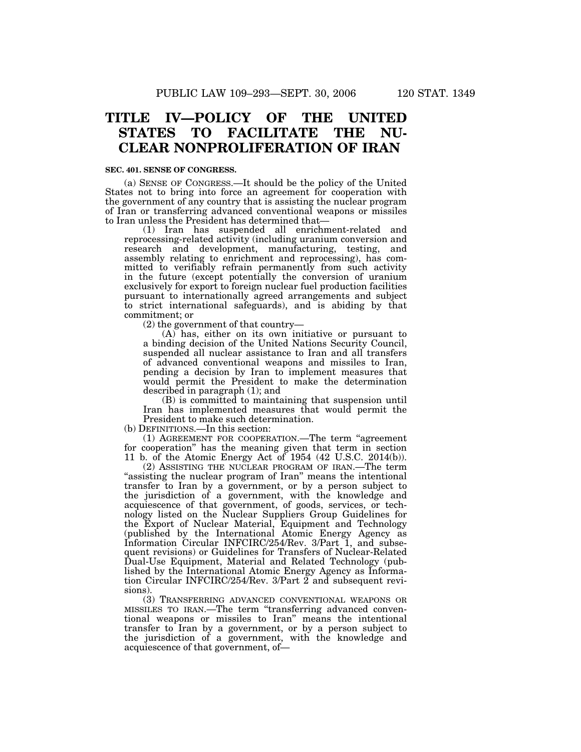# TITLE IV—POLICY OF THE UNITED STATES TO FACILITATE THE NUCLEAR NONPROLIFERATION OF IRAN

**SEC. 401. SENSE OF CONGRESS.**

(a) SENSE OF CONGRESS.—It should be the policy of the United States not to bring into force an agreement for cooperation with the government of any country that is assisting the nuclear program of Iran or transferring advanced conventional weapons or missiles to Iran unless the President has determined that—

(1) Iran has suspended all enrichment-related and reprocessing-related activity (including uranium conversion and research and development, manufacturing, testing, and assembly relating to enrichment and reprocessing), has committed to verifiably refrain permanently from such activity in the future (except potentially the conversion of uranium exclusively for export to foreign nuclear fuel production facilities pursuant to internationally agreed arrangements and subject to strict international safeguards), and is abiding by that commitment; or

(2) the government of that country—

(A) has, either on its own initiative or pursuant to a binding decision of the United Nations Security Council, suspended all nuclear assistance to Iran and all transfers of advanced conventional weapons and missiles to Iran, pending a decision by Iran to implement measures that would permit the President to make the determination described in paragraph (1); and

(B) is committed to maintaining that suspension until Iran has implemented measures that would permit the President to make such determination.

(b) DEFINITIONS.—In this section:

(1) AGREEMENT FOR COOPERATION.—The term "agreement for cooperation" has the meaning given that term in section 11 b. of the Atomic Energy Act of 1954 (42 U.S.C. 2014(b)).

(2) ASSISTING THE NUCLEAR PROGRAM OF IRAN.—The term "assisting the nuclear program of Iran" means the intentional transfer to Iran by a government, or by a person subject to the jurisdiction of a government, with the knowledge and acquiescence of that government, of goods, services, or technology listed on the Nuclear Suppliers Group Guidelines for the Export of Nuclear Material, Equipment and Technology (published by the International Atomic Energy Agency as Information Circular INFCIRC/254/Rev. 3/Part 1, and subsequent revisions) or Guidelines for Transfers of Nuclear-Related Dual-Use Equipment, Material and Related Technology (published by the International Atomic Energy Agency as Information Circular INFCIRC/254/Rev. 3/Part 2 and subsequent revisions).

(3) TRANSFERRING ADVANCED CONVENTIONAL WEAPONS OR MISSILES TO IRAN.—The term "transferring advanced conventional weapons or missiles to Iran" means the intentional transfer to Iran by a government, or by a person subject to the jurisdiction of a government, with the knowledge and acquiescence of that government, of—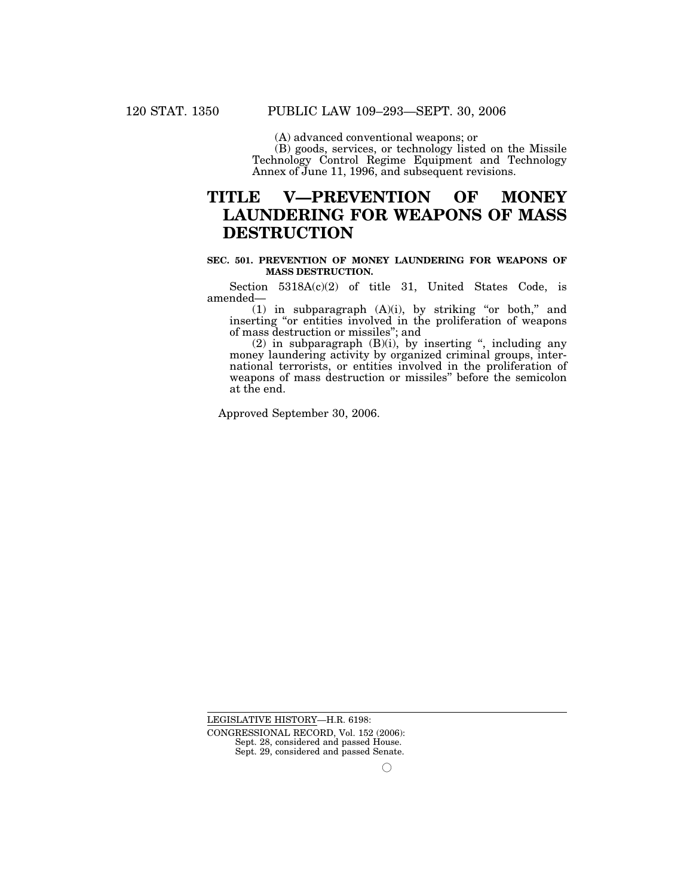(A) advanced conventional weapons; or

(B) goods, services, or technology listed on the Missile Technology Control Regime Equipment and Technology Annex of June 11, 1996, and subsequent revisions.

# TITLE V—PREVENTION OF MONEY LAUNDERING FOR WEAPONS OF MASS DESTRUCTION

**SEC. 501. PREVENTION OF MONEY LAUNDERING FOR WEAPONS OF MASS DESTRUCTION.**

Section 5318A(c)(2) of title 31, United States Code, is amended—

(1) in subparagraph (A)(i), by striking "or both," and inserting "or entities involved in the proliferation of weapons of mass destruction or missiles"; and

(2) in subparagraph (B)(i), by inserting ", including any money laundering activity by organized criminal groups, international terrorists, or entities involved in the proliferation of weapons of mass destruction or missiles" before the semicolon at the end.

Approved September 30, 2006.

---

LEGISLATIVE HISTORY—H.R. 6198:

CONGRESSIONAL RECORD, Vol. 152 (2006):
- Sept. 28, considered and passed House.
- Sept. 29, considered and passed Senate.